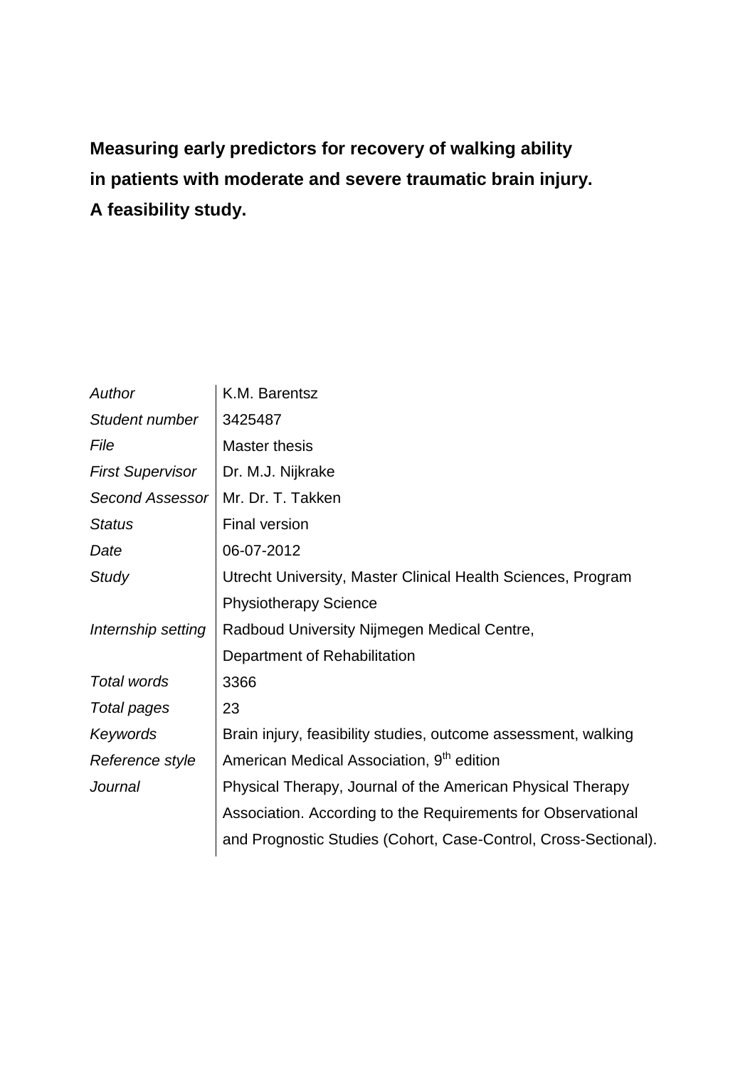**Measuring early predictors for recovery of walking ability in patients with moderate and severe traumatic brain injury. A feasibility study.**

| | |
|---|---|
| *Author* | K.M. Barentsz |
| *Student number* | 3425487 |
| *File* | Master thesis |
| *First Supervisor* | Dr. M.J. Nijkrake |
| *Second Assessor* | Mr. Dr. T. Takken |
| *Status* | Final version |
| *Date* | 06-07-2012 |
| *Study* | Utrecht University, Master Clinical Health Sciences, Program Physiotherapy Science |
| *Internship setting* | Radboud University Nijmegen Medical Centre, Department of Rehabilitation |
| *Total words* | 3366 |
| *Total pages* | 23 |
| *Keywords* | Brain injury, feasibility studies, outcome assessment, walking |
| *Reference style* | American Medical Association, 9th edition |
| *Journal* | Physical Therapy, Journal of the American Physical Therapy Association. According to the Requirements for Observational and Prognostic Studies (Cohort, Case-Control, Cross-Sectional). |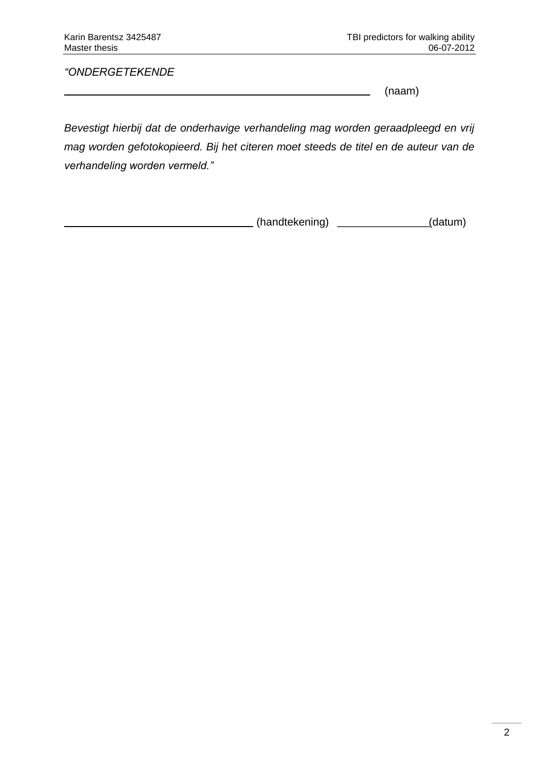*"ONDERGETEKENDE*

\_\_\_\_\_\_\_\_\_\_\_\_\_\_\_\_\_\_\_\_\_\_\_\_\_\_\_\_\_\_\_\_\_\_\_\_\_\_\_\_\_\_\_\_\_\_\_\_\_\_ (naam)

*Bevestigt hierbij dat de onderhavige verhandeling mag worden geraadpleegd en vrij mag worden gefotokopieerd. Bij het citeren moet steeds de titel en de auteur van de verhandeling worden vermeld."*

\_\_\_\_\_\_\_\_\_\_\_\_\_\_\_\_\_\_\_\_\_\_\_\_\_\_\_\_\_\_ (handtekening) \_\_\_\_\_\_\_\_\_\_\_\_\_\_(datum)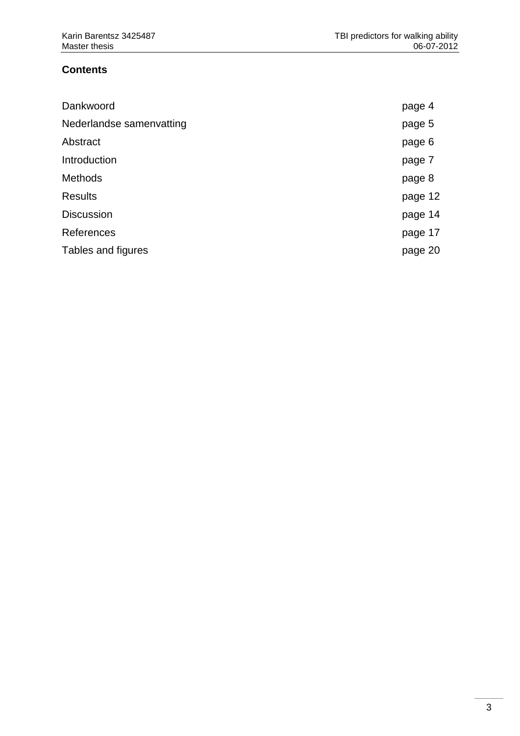## Contents

| | |
|---|---|
| Dankwoord | page 4 |
| Nederlandse samenvatting | page 5 |
| Abstract | page 6 |
| Introduction | page 7 |
| Methods | page 8 |
| Results | page 12 |
| Discussion | page 14 |
| References | page 17 |
| Tables and figures | page 20 |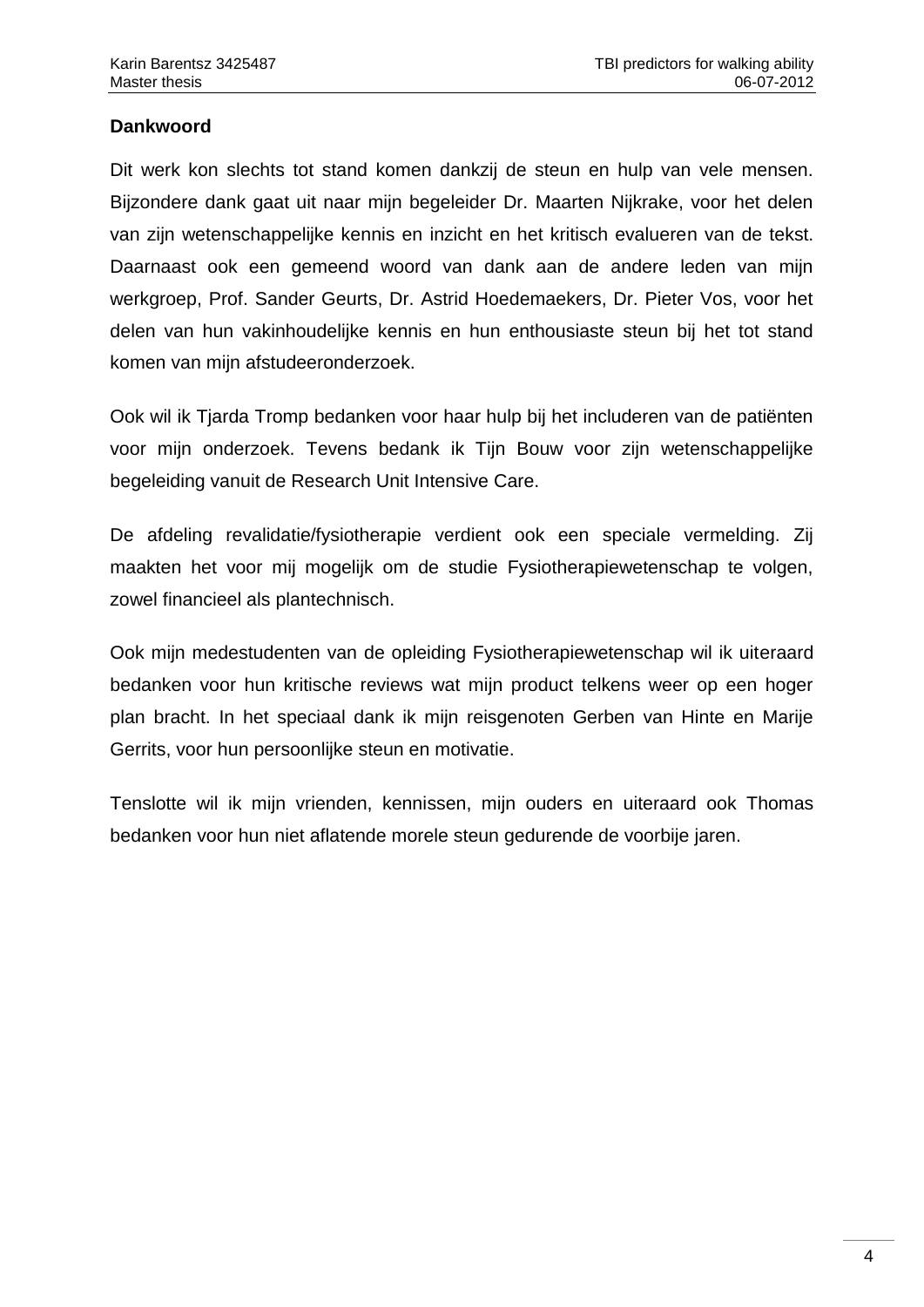## Dankwoord

Dit werk kon slechts tot stand komen dankzij de steun en hulp van vele mensen. Bijzondere dank gaat uit naar mijn begeleider Dr. Maarten Nijkrake, voor het delen van zijn wetenschappelijke kennis en inzicht en het kritisch evalueren van de tekst. Daarnaast ook een gemeend woord van dank aan de andere leden van mijn werkgroep, Prof. Sander Geurts, Dr. Astrid Hoedemaekers, Dr. Pieter Vos, voor het delen van hun vakinhoudelijke kennis en hun enthousiaste steun bij het tot stand komen van mijn afstudeeronderzoek.

Ook wil ik Tjarda Tromp bedanken voor haar hulp bij het includeren van de patiënten voor mijn onderzoek. Tevens bedank ik Tijn Bouw voor zijn wetenschappelijke begeleiding vanuit de Research Unit Intensive Care.

De afdeling revalidatie/fysiotherapie verdient ook een speciale vermelding. Zij maakten het voor mij mogelijk om de studie Fysiotherapiewetenschap te volgen, zowel financieel als plantechnisch.

Ook mijn medestudenten van de opleiding Fysiotherapiewetenschap wil ik uiteraard bedanken voor hun kritische reviews wat mijn product telkens weer op een hoger plan bracht. In het speciaal dank ik mijn reisgenoten Gerben van Hinte en Marije Gerrits, voor hun persoonlijke steun en motivatie.

Tenslotte wil ik mijn vrienden, kennissen, mijn ouders en uiteraard ook Thomas bedanken voor hun niet aflatende morele steun gedurende de voorbije jaren.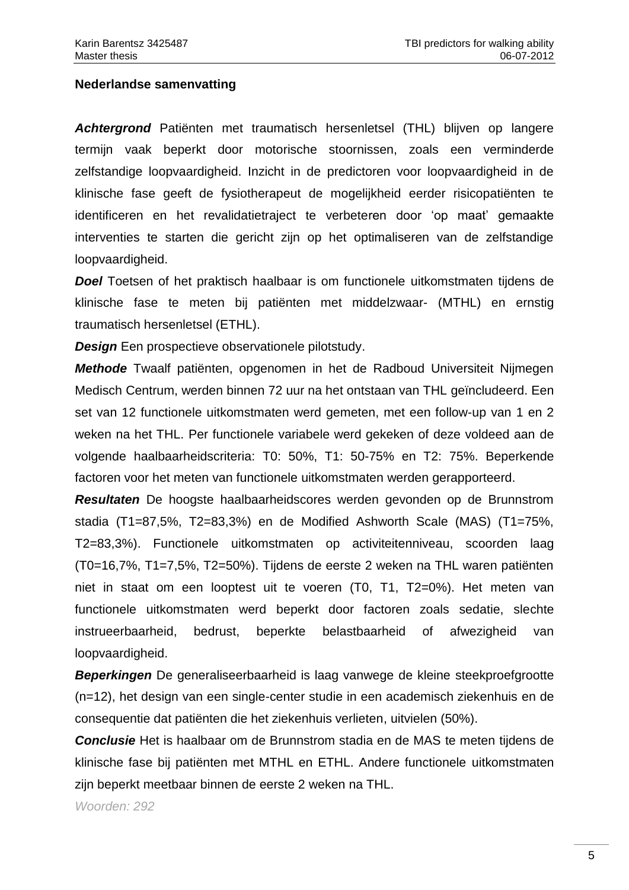**Nederlandse samenvatting**

***Achtergrond*** Patiënten met traumatisch hersenletsel (THL) blijven op langere termijn vaak beperkt door motorische stoornissen, zoals een verminderde zelfstandige loopvaardigheid. Inzicht in de predictoren voor loopvaardigheid in de klinische fase geeft de fysiotherapeut de mogelijkheid eerder risicopatiënten te identificeren en het revalidatietraject te verbeteren door 'op maat' gemaakte interventies te starten die gericht zijn op het optimaliseren van de zelfstandige loopvaardigheid.

***Doel*** Toetsen of het praktisch haalbaar is om functionele uitkomstmaten tijdens de klinische fase te meten bij patiënten met middelzwaar- (MTHL) en ernstig traumatisch hersenletsel (ETHL).

***Design*** Een prospectieve observationele pilotstudy.

***Methode*** Twaalf patiënten, opgenomen in het de Radboud Universiteit Nijmegen Medisch Centrum, werden binnen 72 uur na het ontstaan van THL geïncludeerd. Een set van 12 functionele uitkomstmaten werd gemeten, met een follow-up van 1 en 2 weken na het THL. Per functionele variabele werd gekeken of deze voldeed aan de volgende haalbaarheidscriteria: T0: 50%, T1: 50-75% en T2: 75%. Beperkende factoren voor het meten van functionele uitkomstmaten werden gerapporteerd.

***Resultaten*** De hoogste haalbaarheidscores werden gevonden op de Brunnstrom stadia (T1=87,5%, T2=83,3%) en de Modified Ashworth Scale (MAS) (T1=75%, T2=83,3%). Functionele uitkomstmaten op activiteitenniveau, scoorden laag (T0=16,7%, T1=7,5%, T2=50%). Tijdens de eerste 2 weken na THL waren patiënten niet in staat om een looptest uit te voeren (T0, T1, T2=0%). Het meten van functionele uitkomstmaten werd beperkt door factoren zoals sedatie, slechte instrueerbaarheid, bedrust, beperkte belastbaarheid of afwezigheid van loopvaardigheid.

***Beperkingen*** De generaliseerbaarheid is laag vanwege de kleine steekproefgrootte (n=12), het design van een single-center studie in een academisch ziekenhuis en de consequentie dat patiënten die het ziekenhuis verlieten, uitvielen (50%).

***Conclusie*** Het is haalbaar om de Brunnstrom stadia en de MAS te meten tijdens de klinische fase bij patiënten met MTHL en ETHL. Andere functionele uitkomstmaten zijn beperkt meetbaar binnen de eerste 2 weken na THL.

*Woorden: 292*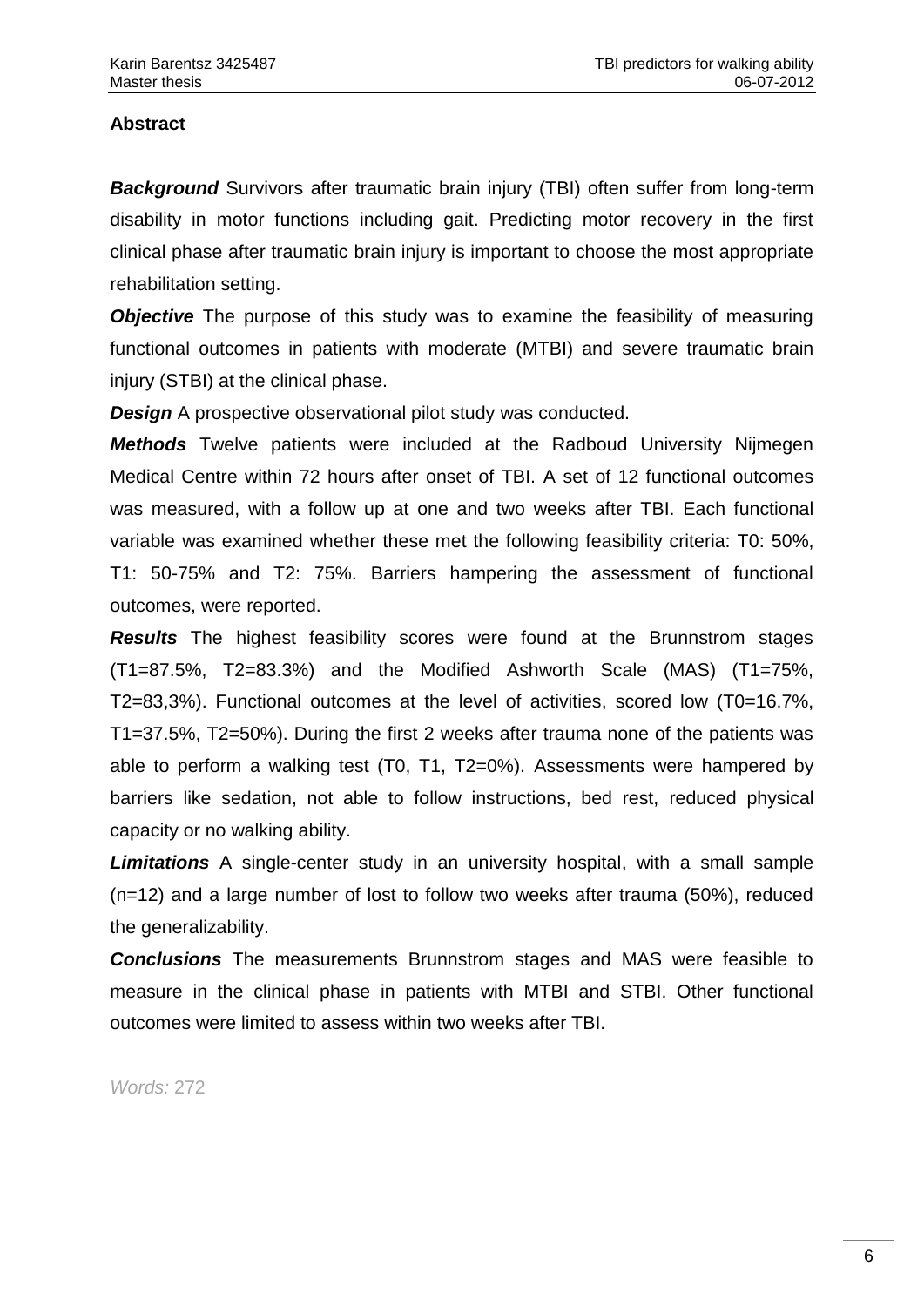## Abstract

***Background*** Survivors after traumatic brain injury (TBI) often suffer from long-term disability in motor functions including gait. Predicting motor recovery in the first clinical phase after traumatic brain injury is important to choose the most appropriate rehabilitation setting.

***Objective*** The purpose of this study was to examine the feasibility of measuring functional outcomes in patients with moderate (MTBI) and severe traumatic brain injury (STBI) at the clinical phase.

***Design*** A prospective observational pilot study was conducted.

***Methods*** Twelve patients were included at the Radboud University Nijmegen Medical Centre within 72 hours after onset of TBI. A set of 12 functional outcomes was measured, with a follow up at one and two weeks after TBI. Each functional variable was examined whether these met the following feasibility criteria: T0: 50%, T1: 50-75% and T2: 75%. Barriers hampering the assessment of functional outcomes, were reported.

***Results*** The highest feasibility scores were found at the Brunnstrom stages (T1=87.5%, T2=83.3%) and the Modified Ashworth Scale (MAS) (T1=75%, T2=83,3%). Functional outcomes at the level of activities, scored low (T0=16.7%, T1=37.5%, T2=50%). During the first 2 weeks after trauma none of the patients was able to perform a walking test (T0, T1, T2=0%). Assessments were hampered by barriers like sedation, not able to follow instructions, bed rest, reduced physical capacity or no walking ability.

***Limitations*** A single-center study in an university hospital, with a small sample (n=12) and a large number of lost to follow two weeks after trauma (50%), reduced the generalizability.

***Conclusions*** The measurements Brunnstrom stages and MAS were feasible to measure in the clinical phase in patients with MTBI and STBI. Other functional outcomes were limited to assess within two weeks after TBI.

*Words:* 272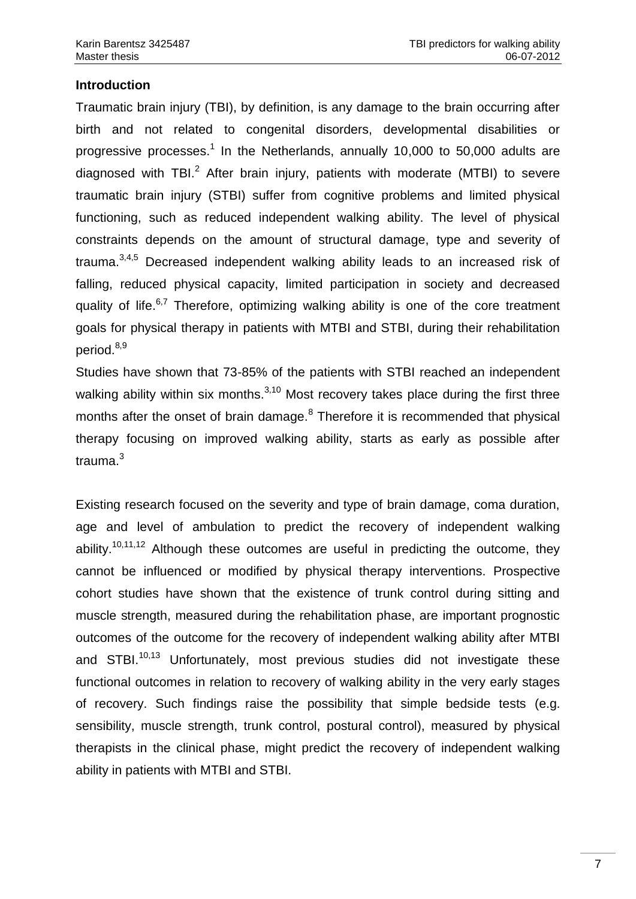**Introduction**

Traumatic brain injury (TBI), by definition, is any damage to the brain occurring after birth and not related to congenital disorders, developmental disabilities or progressive processes.[1] In the Netherlands, annually 10,000 to 50,000 adults are diagnosed with TBI.[2] After brain injury, patients with moderate (MTBI) to severe traumatic brain injury (STBI) suffer from cognitive problems and limited physical functioning, such as reduced independent walking ability. The level of physical constraints depends on the amount of structural damage, type and severity of trauma.[3,4,5] Decreased independent walking ability leads to an increased risk of falling, reduced physical capacity, limited participation in society and decreased quality of life.[6,7] Therefore, optimizing walking ability is one of the core treatment goals for physical therapy in patients with MTBI and STBI, during their rehabilitation period.[8,9]

Studies have shown that 73-85% of the patients with STBI reached an independent walking ability within six months.[3,10] Most recovery takes place during the first three months after the onset of brain damage.[8] Therefore it is recommended that physical therapy focusing on improved walking ability, starts as early as possible after trauma.[3]

Existing research focused on the severity and type of brain damage, coma duration, age and level of ambulation to predict the recovery of independent walking ability.[10,11,12] Although these outcomes are useful in predicting the outcome, they cannot be influenced or modified by physical therapy interventions. Prospective cohort studies have shown that the existence of trunk control during sitting and muscle strength, measured during the rehabilitation phase, are important prognostic outcomes of the outcome for the recovery of independent walking ability after MTBI and STBI.[10,13] Unfortunately, most previous studies did not investigate these functional outcomes in relation to recovery of walking ability in the very early stages of recovery. Such findings raise the possibility that simple bedside tests (e.g. sensibility, muscle strength, trunk control, postural control), measured by physical therapists in the clinical phase, might predict the recovery of independent walking ability in patients with MTBI and STBI.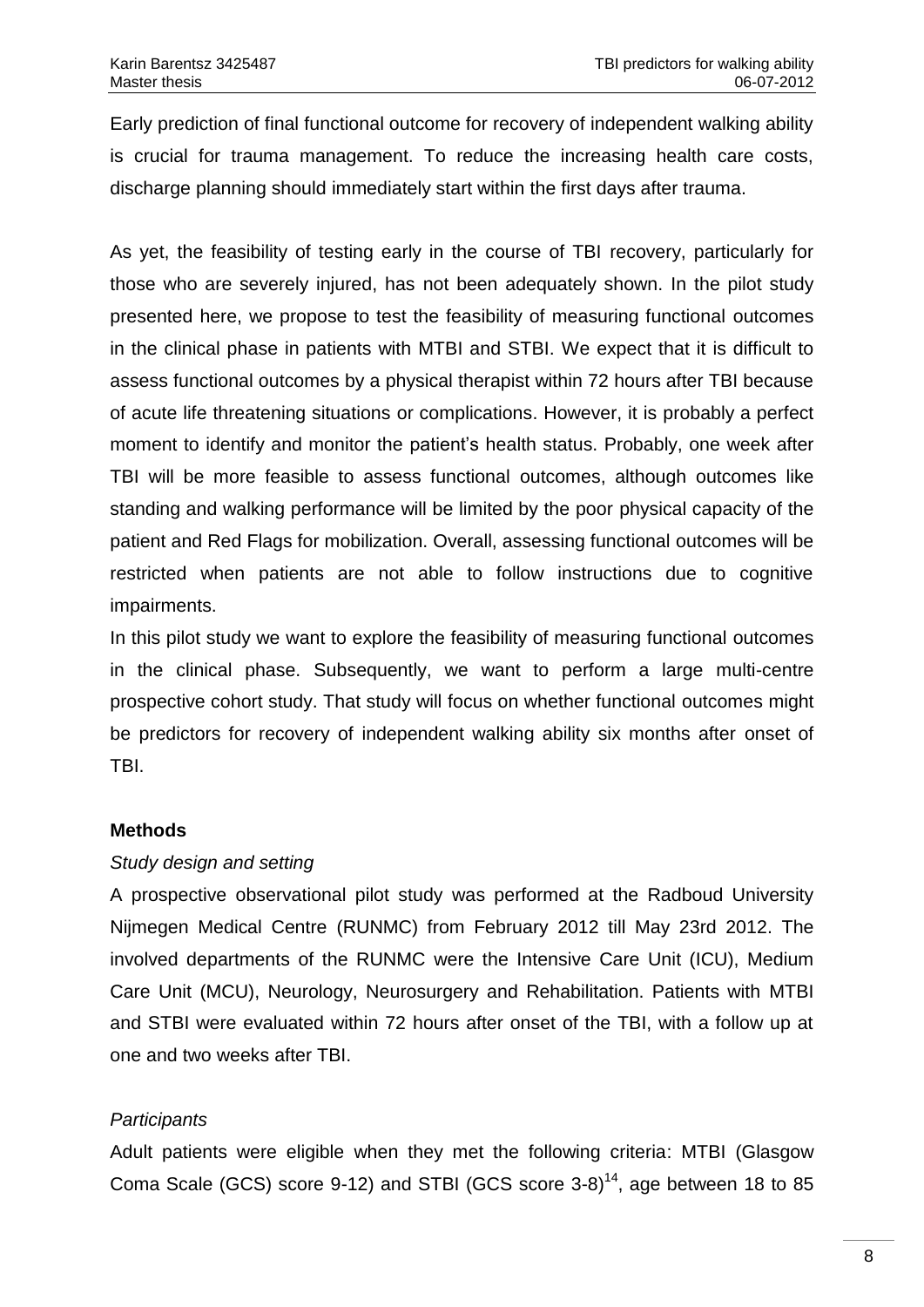Early prediction of final functional outcome for recovery of independent walking ability is crucial for trauma management. To reduce the increasing health care costs, discharge planning should immediately start within the first days after trauma.

As yet, the feasibility of testing early in the course of TBI recovery, particularly for those who are severely injured, has not been adequately shown. In the pilot study presented here, we propose to test the feasibility of measuring functional outcomes in the clinical phase in patients with MTBI and STBI. We expect that it is difficult to assess functional outcomes by a physical therapist within 72 hours after TBI because of acute life threatening situations or complications. However, it is probably a perfect moment to identify and monitor the patient's health status. Probably, one week after TBI will be more feasible to assess functional outcomes, although outcomes like standing and walking performance will be limited by the poor physical capacity of the patient and Red Flags for mobilization. Overall, assessing functional outcomes will be restricted when patients are not able to follow instructions due to cognitive impairments.

In this pilot study we want to explore the feasibility of measuring functional outcomes in the clinical phase. Subsequently, we want to perform a large multi-centre prospective cohort study. That study will focus on whether functional outcomes might be predictors for recovery of independent walking ability six months after onset of TBI.

## Methods

### *Study design and setting*

A prospective observational pilot study was performed at the Radboud University Nijmegen Medical Centre (RUNMC) from February 2012 till May 23rd 2012. The involved departments of the RUNMC were the Intensive Care Unit (ICU), Medium Care Unit (MCU), Neurology, Neurosurgery and Rehabilitation. Patients with MTBI and STBI were evaluated within 72 hours after onset of the TBI, with a follow up at one and two weeks after TBI.

### *Participants*

Adult patients were eligible when they met the following criteria: MTBI (Glasgow Coma Scale (GCS) score 9-12) and STBI (GCS score 3-8)[14], age between 18 to 85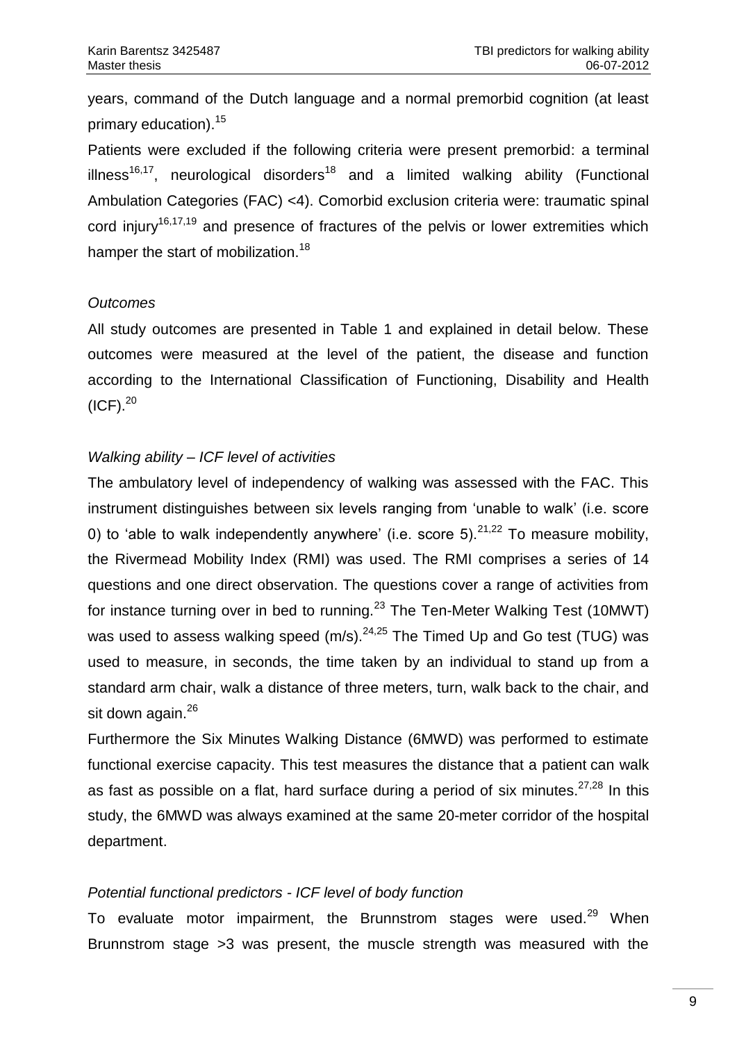years, command of the Dutch language and a normal premorbid cognition (at least primary education).[15]

Patients were excluded if the following criteria were present premorbid: a terminal illness[16,17], neurological disorders[18] and a limited walking ability (Functional Ambulation Categories (FAC) <4). Comorbid exclusion criteria were: traumatic spinal cord injury[16,17,19] and presence of fractures of the pelvis or lower extremities which hamper the start of mobilization.[18]

*Outcomes*

All study outcomes are presented in Table 1 and explained in detail below. These outcomes were measured at the level of the patient, the disease and function according to the International Classification of Functioning, Disability and Health (ICF).[20]

*Walking ability – ICF level of activities*

The ambulatory level of independency of walking was assessed with the FAC. This instrument distinguishes between six levels ranging from 'unable to walk' (i.e. score 0) to 'able to walk independently anywhere' (i.e. score 5).[21,22] To measure mobility, the Rivermead Mobility Index (RMI) was used. The RMI comprises a series of 14 questions and one direct observation. The questions cover a range of activities from for instance turning over in bed to running.[23] The Ten-Meter Walking Test (10MWT) was used to assess walking speed (m/s).[24,25] The Timed Up and Go test (TUG) was used to measure, in seconds, the time taken by an individual to stand up from a standard arm chair, walk a distance of three meters, turn, walk back to the chair, and sit down again.[26]

Furthermore the Six Minutes Walking Distance (6MWD) was performed to estimate functional exercise capacity. This test measures the distance that a patient can walk as fast as possible on a flat, hard surface during a period of six minutes.[27,28] In this study, the 6MWD was always examined at the same 20-meter corridor of the hospital department.

*Potential functional predictors - ICF level of body function*

To evaluate motor impairment, the Brunnstrom stages were used.[29] When Brunnstrom stage >3 was present, the muscle strength was measured with the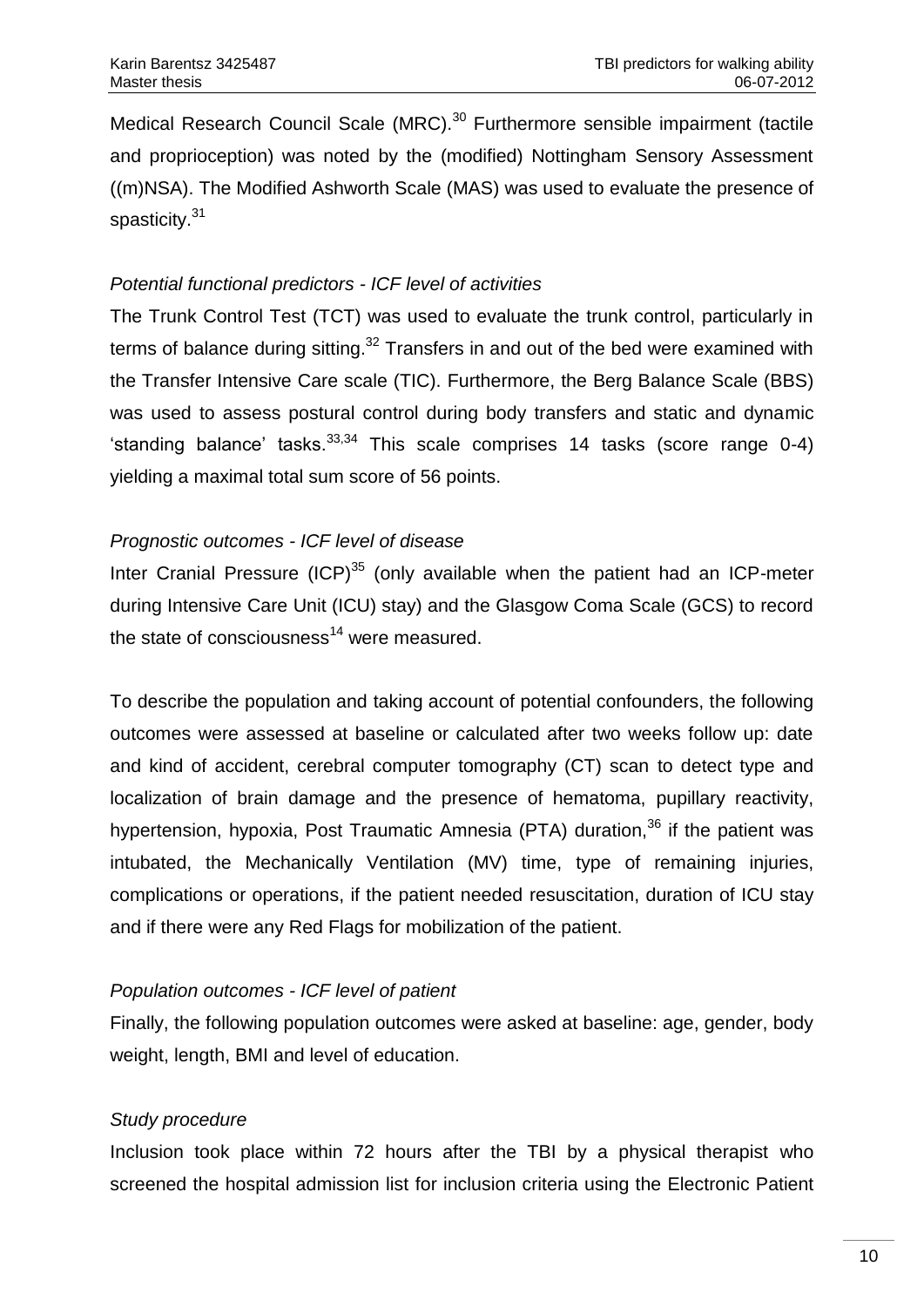Medical Research Council Scale (MRC).[30] Furthermore sensible impairment (tactile and proprioception) was noted by the (modified) Nottingham Sensory Assessment ((m)NSA). The Modified Ashworth Scale (MAS) was used to evaluate the presence of spasticity.[31]

*Potential functional predictors - ICF level of activities*

The Trunk Control Test (TCT) was used to evaluate the trunk control, particularly in terms of balance during sitting.[32] Transfers in and out of the bed were examined with the Transfer Intensive Care scale (TIC). Furthermore, the Berg Balance Scale (BBS) was used to assess postural control during body transfers and static and dynamic 'standing balance' tasks.[33,34] This scale comprises 14 tasks (score range 0-4) yielding a maximal total sum score of 56 points.

*Prognostic outcomes - ICF level of disease*

Inter Cranial Pressure (ICP)[35] (only available when the patient had an ICP-meter during Intensive Care Unit (ICU) stay) and the Glasgow Coma Scale (GCS) to record the state of consciousness[14] were measured.

To describe the population and taking account of potential confounders, the following outcomes were assessed at baseline or calculated after two weeks follow up: date and kind of accident, cerebral computer tomography (CT) scan to detect type and localization of brain damage and the presence of hematoma, pupillary reactivity, hypertension, hypoxia, Post Traumatic Amnesia (PTA) duration,[36] if the patient was intubated, the Mechanically Ventilation (MV) time, type of remaining injuries, complications or operations, if the patient needed resuscitation, duration of ICU stay and if there were any Red Flags for mobilization of the patient.

*Population outcomes - ICF level of patient*

Finally, the following population outcomes were asked at baseline: age, gender, body weight, length, BMI and level of education.

*Study procedure*

Inclusion took place within 72 hours after the TBI by a physical therapist who screened the hospital admission list for inclusion criteria using the Electronic Patient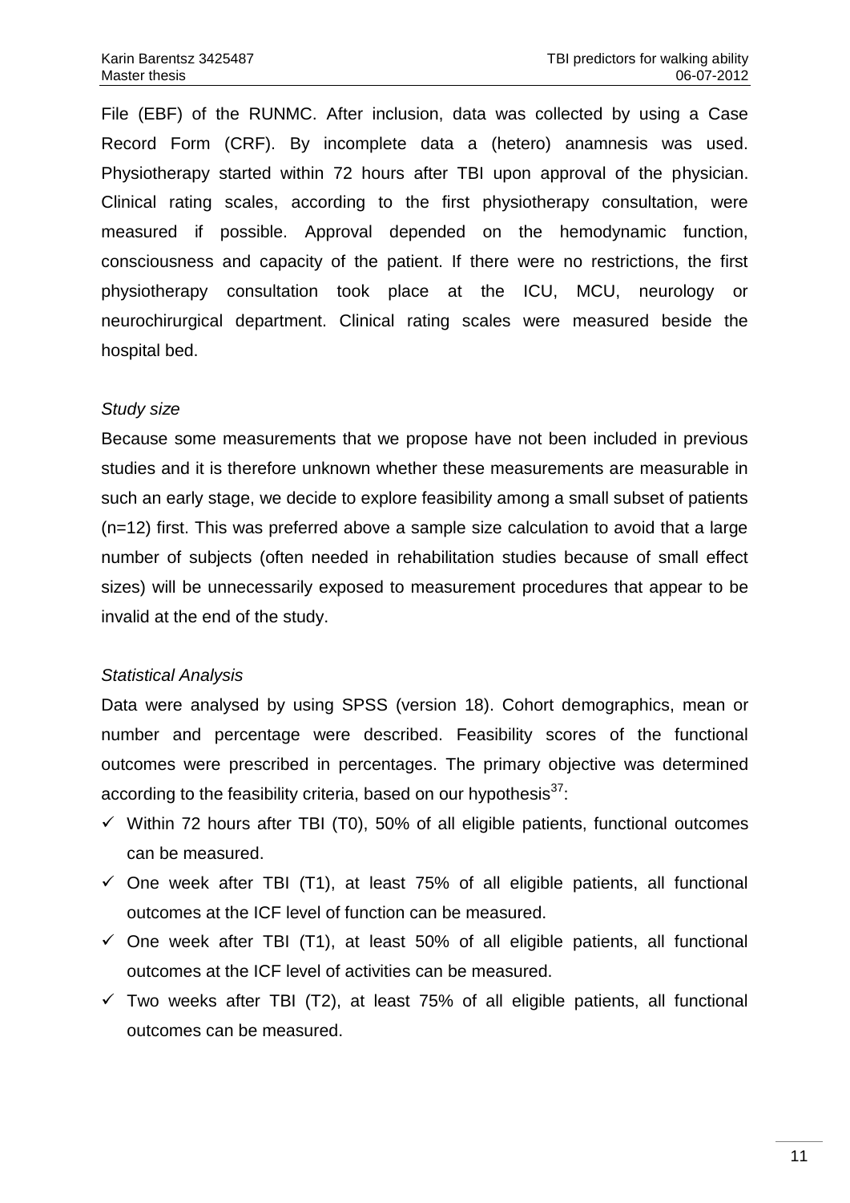File (EBF) of the RUNMC. After inclusion, data was collected by using a Case Record Form (CRF). By incomplete data a (hetero) anamnesis was used. Physiotherapy started within 72 hours after TBI upon approval of the physician. Clinical rating scales, according to the first physiotherapy consultation, were measured if possible. Approval depended on the hemodynamic function, consciousness and capacity of the patient. If there were no restrictions, the first physiotherapy consultation took place at the ICU, MCU, neurology or neurochirurgical department. Clinical rating scales were measured beside the hospital bed.

*Study size*

Because some measurements that we propose have not been included in previous studies and it is therefore unknown whether these measurements are measurable in such an early stage, we decide to explore feasibility among a small subset of patients (n=12) first. This was preferred above a sample size calculation to avoid that a large number of subjects (often needed in rehabilitation studies because of small effect sizes) will be unnecessarily exposed to measurement procedures that appear to be invalid at the end of the study.

*Statistical Analysis*

Data were analysed by using SPSS (version 18). Cohort demographics, mean or number and percentage were described. Feasibility scores of the functional outcomes were prescribed in percentages. The primary objective was determined according to the feasibility criteria, based on our hypothesis[37]:

- ✓ Within 72 hours after TBI (T0), 50% of all eligible patients, functional outcomes can be measured.
- ✓ One week after TBI (T1), at least 75% of all eligible patients, all functional outcomes at the ICF level of function can be measured.
- ✓ One week after TBI (T1), at least 50% of all eligible patients, all functional outcomes at the ICF level of activities can be measured.
- ✓ Two weeks after TBI (T2), at least 75% of all eligible patients, all functional outcomes can be measured.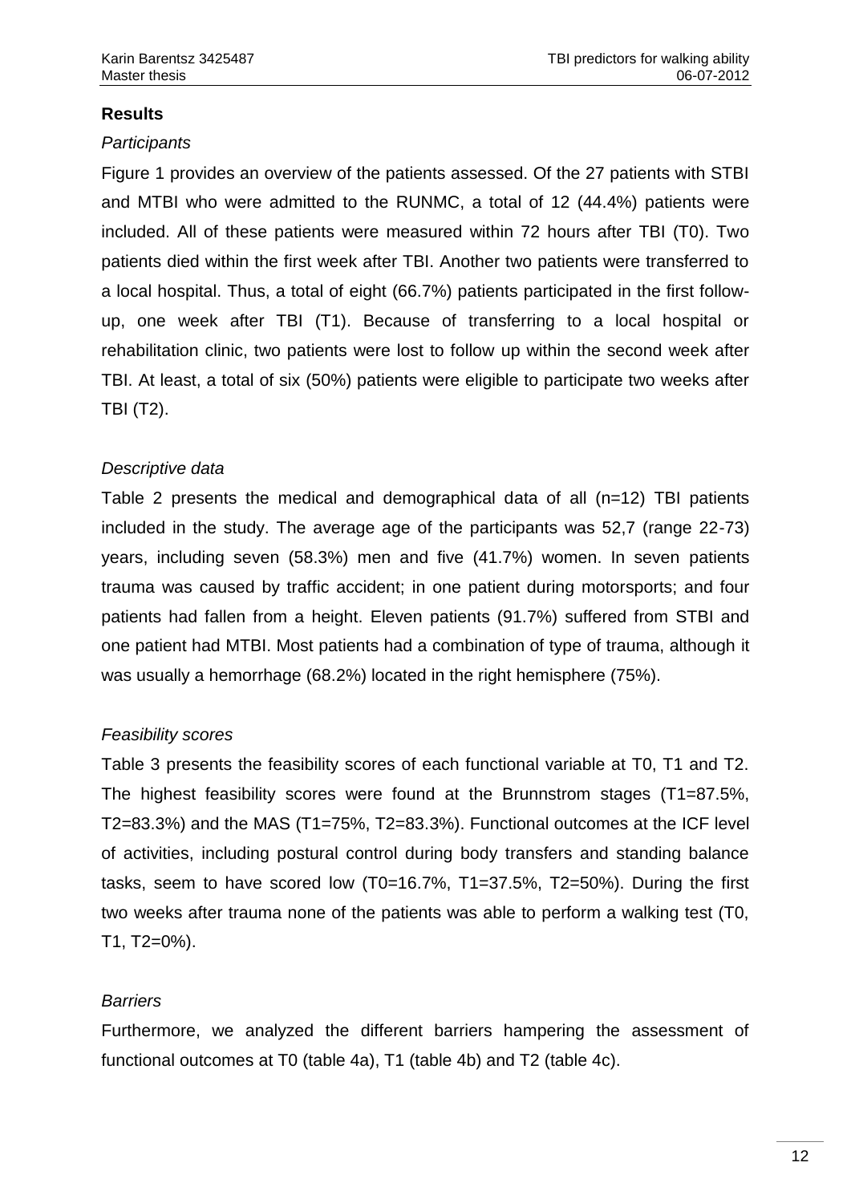## Results

### *Participants*

Figure 1 provides an overview of the patients assessed. Of the 27 patients with STBI and MTBI who were admitted to the RUNMC, a total of 12 (44.4%) patients were included. All of these patients were measured within 72 hours after TBI (T0). Two patients died within the first week after TBI. Another two patients were transferred to a local hospital. Thus, a total of eight (66.7%) patients participated in the first follow-up, one week after TBI (T1). Because of transferring to a local hospital or rehabilitation clinic, two patients were lost to follow up within the second week after TBI. At least, a total of six (50%) patients were eligible to participate two weeks after TBI (T2).

### *Descriptive data*

Table 2 presents the medical and demographical data of all (n=12) TBI patients included in the study. The average age of the participants was 52,7 (range 22-73) years, including seven (58.3%) men and five (41.7%) women. In seven patients trauma was caused by traffic accident; in one patient during motorsports; and four patients had fallen from a height. Eleven patients (91.7%) suffered from STBI and one patient had MTBI. Most patients had a combination of type of trauma, although it was usually a hemorrhage (68.2%) located in the right hemisphere (75%).

### *Feasibility scores*

Table 3 presents the feasibility scores of each functional variable at T0, T1 and T2. The highest feasibility scores were found at the Brunnstrom stages (T1=87.5%, T2=83.3%) and the MAS (T1=75%, T2=83.3%). Functional outcomes at the ICF level of activities, including postural control during body transfers and standing balance tasks, seem to have scored low (T0=16.7%, T1=37.5%, T2=50%). During the first two weeks after trauma none of the patients was able to perform a walking test (T0, T1, T2=0%).

### *Barriers*

Furthermore, we analyzed the different barriers hampering the assessment of functional outcomes at T0 (table 4a), T1 (table 4b) and T2 (table 4c).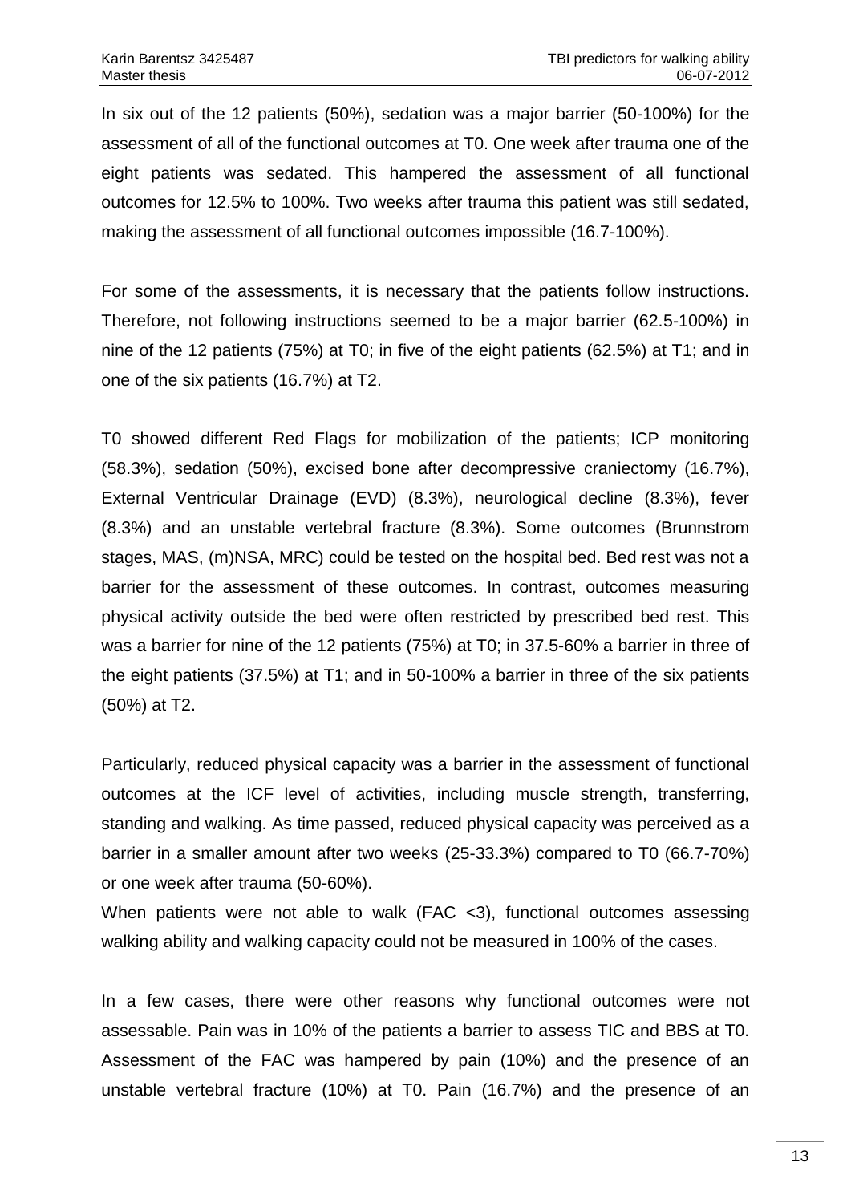In six out of the 12 patients (50%), sedation was a major barrier (50-100%) for the assessment of all of the functional outcomes at T0. One week after trauma one of the eight patients was sedated. This hampered the assessment of all functional outcomes for 12.5% to 100%. Two weeks after trauma this patient was still sedated, making the assessment of all functional outcomes impossible (16.7-100%).

For some of the assessments, it is necessary that the patients follow instructions. Therefore, not following instructions seemed to be a major barrier (62.5-100%) in nine of the 12 patients (75%) at T0; in five of the eight patients (62.5%) at T1; and in one of the six patients (16.7%) at T2.

T0 showed different Red Flags for mobilization of the patients; ICP monitoring (58.3%), sedation (50%), excised bone after decompressive craniectomy (16.7%), External Ventricular Drainage (EVD) (8.3%), neurological decline (8.3%), fever (8.3%) and an unstable vertebral fracture (8.3%). Some outcomes (Brunnstrom stages, MAS, (m)NSA, MRC) could be tested on the hospital bed. Bed rest was not a barrier for the assessment of these outcomes. In contrast, outcomes measuring physical activity outside the bed were often restricted by prescribed bed rest. This was a barrier for nine of the 12 patients (75%) at T0; in 37.5-60% a barrier in three of the eight patients (37.5%) at T1; and in 50-100% a barrier in three of the six patients (50%) at T2.

Particularly, reduced physical capacity was a barrier in the assessment of functional outcomes at the ICF level of activities, including muscle strength, transferring, standing and walking. As time passed, reduced physical capacity was perceived as a barrier in a smaller amount after two weeks (25-33.3%) compared to T0 (66.7-70%) or one week after trauma (50-60%).
When patients were not able to walk (FAC <3), functional outcomes assessing walking ability and walking capacity could not be measured in 100% of the cases.

In a few cases, there were other reasons why functional outcomes were not assessable. Pain was in 10% of the patients a barrier to assess TIC and BBS at T0. Assessment of the FAC was hampered by pain (10%) and the presence of an unstable vertebral fracture (10%) at T0. Pain (16.7%) and the presence of an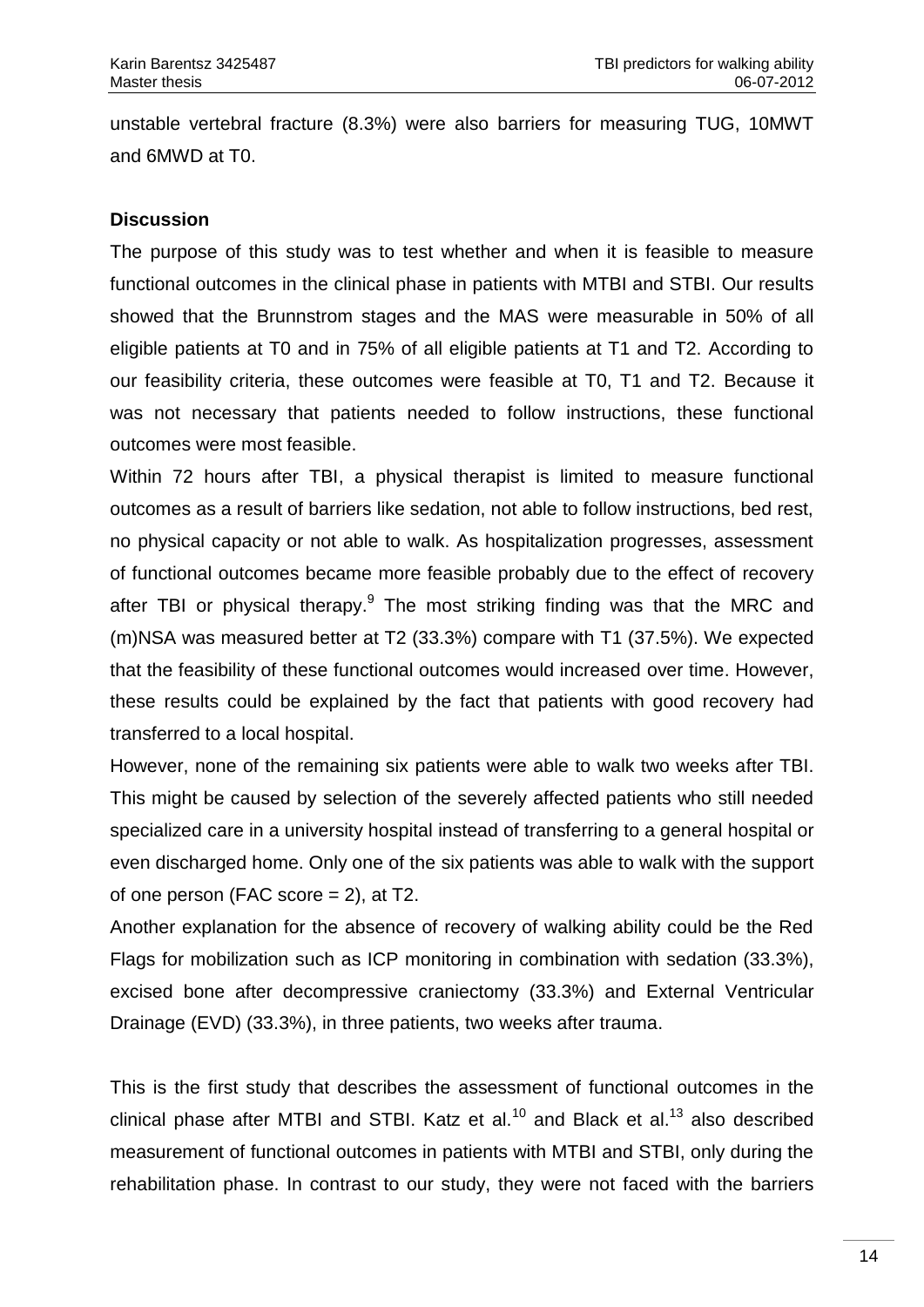unstable vertebral fracture (8.3%) were also barriers for measuring TUG, 10MWT and 6MWD at T0.

**Discussion**

The purpose of this study was to test whether and when it is feasible to measure functional outcomes in the clinical phase in patients with MTBI and STBI. Our results showed that the Brunnstrom stages and the MAS were measurable in 50% of all eligible patients at T0 and in 75% of all eligible patients at T1 and T2. According to our feasibility criteria, these outcomes were feasible at T0, T1 and T2. Because it was not necessary that patients needed to follow instructions, these functional outcomes were most feasible.

Within 72 hours after TBI, a physical therapist is limited to measure functional outcomes as a result of barriers like sedation, not able to follow instructions, bed rest, no physical capacity or not able to walk. As hospitalization progresses, assessment of functional outcomes became more feasible probably due to the effect of recovery after TBI or physical therapy.[9] The most striking finding was that the MRC and (m)NSA was measured better at T2 (33.3%) compare with T1 (37.5%). We expected that the feasibility of these functional outcomes would increased over time. However, these results could be explained by the fact that patients with good recovery had transferred to a local hospital.

However, none of the remaining six patients were able to walk two weeks after TBI. This might be caused by selection of the severely affected patients who still needed specialized care in a university hospital instead of transferring to a general hospital or even discharged home. Only one of the six patients was able to walk with the support of one person (FAC score = 2), at T2.

Another explanation for the absence of recovery of walking ability could be the Red Flags for mobilization such as ICP monitoring in combination with sedation (33.3%), excised bone after decompressive craniectomy (33.3%) and External Ventricular Drainage (EVD) (33.3%), in three patients, two weeks after trauma.

This is the first study that describes the assessment of functional outcomes in the clinical phase after MTBI and STBI. Katz et al.[10] and Black et al.[13] also described measurement of functional outcomes in patients with MTBI and STBI, only during the rehabilitation phase. In contrast to our study, they were not faced with the barriers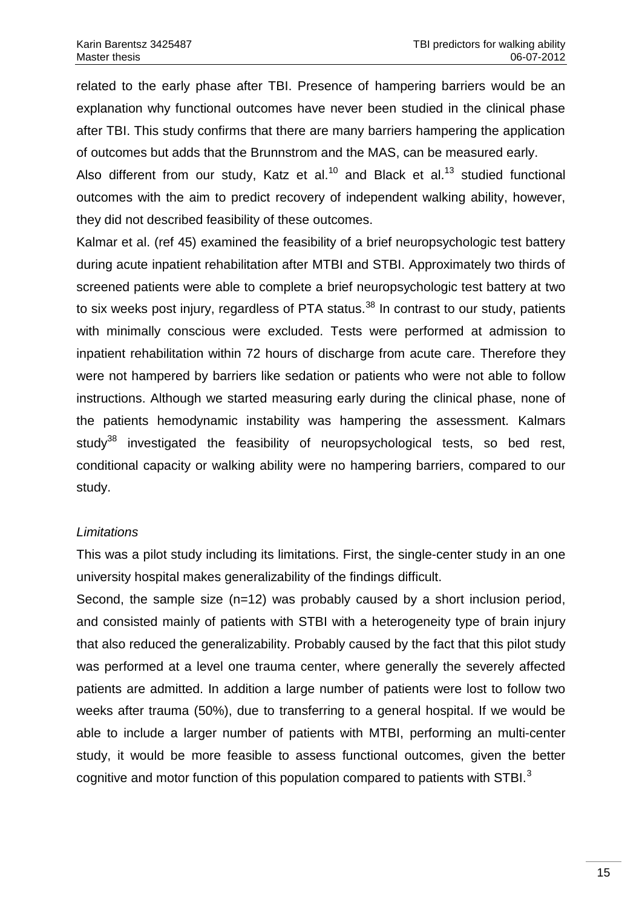related to the early phase after TBI. Presence of hampering barriers would be an explanation why functional outcomes have never been studied in the clinical phase after TBI. This study confirms that there are many barriers hampering the application of outcomes but adds that the Brunnstrom and the MAS, can be measured early.

Also different from our study, Katz et al.[10] and Black et al.[13] studied functional outcomes with the aim to predict recovery of independent walking ability, however, they did not described feasibility of these outcomes.

Kalmar et al. (ref 45) examined the feasibility of a brief neuropsychologic test battery during acute inpatient rehabilitation after MTBI and STBI. Approximately two thirds of screened patients were able to complete a brief neuropsychologic test battery at two to six weeks post injury, regardless of PTA status.[38] In contrast to our study, patients with minimally conscious were excluded. Tests were performed at admission to inpatient rehabilitation within 72 hours of discharge from acute care. Therefore they were not hampered by barriers like sedation or patients who were not able to follow instructions. Although we started measuring early during the clinical phase, none of the patients hemodynamic instability was hampering the assessment. Kalmars study[38] investigated the feasibility of neuropsychological tests, so bed rest, conditional capacity or walking ability were no hampering barriers, compared to our study.

*Limitations*

This was a pilot study including its limitations. First, the single-center study in an one university hospital makes generalizability of the findings difficult.

Second, the sample size (n=12) was probably caused by a short inclusion period, and consisted mainly of patients with STBI with a heterogeneity type of brain injury that also reduced the generalizability. Probably caused by the fact that this pilot study was performed at a level one trauma center, where generally the severely affected patients are admitted. In addition a large number of patients were lost to follow two weeks after trauma (50%), due to transferring to a general hospital. If we would be able to include a larger number of patients with MTBI, performing an multi-center study, it would be more feasible to assess functional outcomes, given the better cognitive and motor function of this population compared to patients with STBI.[3]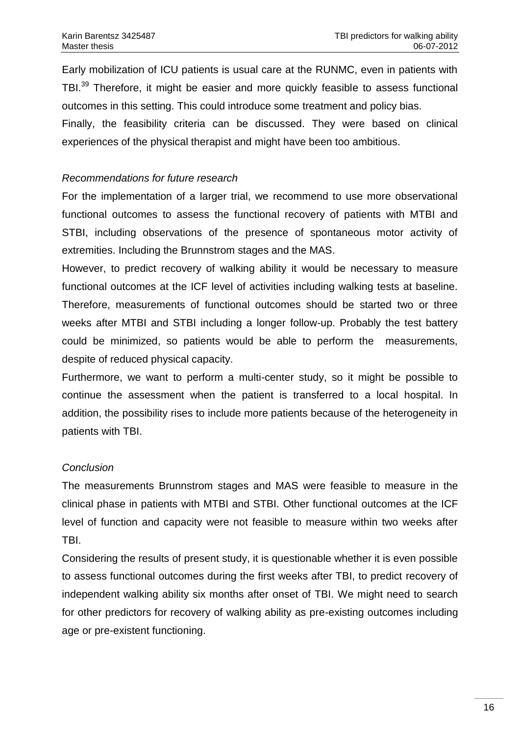Early mobilization of ICU patients is usual care at the RUNMC, even in patients with TBI.[39] Therefore, it might be easier and more quickly feasible to assess functional outcomes in this setting. This could introduce some treatment and policy bias.
Finally, the feasibility criteria can be discussed. They were based on clinical experiences of the physical therapist and might have been too ambitious.

*Recommendations for future research*

For the implementation of a larger trial, we recommend to use more observational functional outcomes to assess the functional recovery of patients with MTBI and STBI, including observations of the presence of spontaneous motor activity of extremities. Including the Brunnstrom stages and the MAS.
However, to predict recovery of walking ability it would be necessary to measure functional outcomes at the ICF level of activities including walking tests at baseline. Therefore, measurements of functional outcomes should be started two or three weeks after MTBI and STBI including a longer follow-up. Probably the test battery could be minimized, so patients would be able to perform the measurements, despite of reduced physical capacity.
Furthermore, we want to perform a multi-center study, so it might be possible to continue the assessment when the patient is transferred to a local hospital. In addition, the possibility rises to include more patients because of the heterogeneity in patients with TBI.

*Conclusion*

The measurements Brunnstrom stages and MAS were feasible to measure in the clinical phase in patients with MTBI and STBI. Other functional outcomes at the ICF level of function and capacity were not feasible to measure within two weeks after TBI.
Considering the results of present study, it is questionable whether it is even possible to assess functional outcomes during the first weeks after TBI, to predict recovery of independent walking ability six months after onset of TBI. We might need to search for other predictors for recovery of walking ability as pre-existing outcomes including age or pre-existent functioning.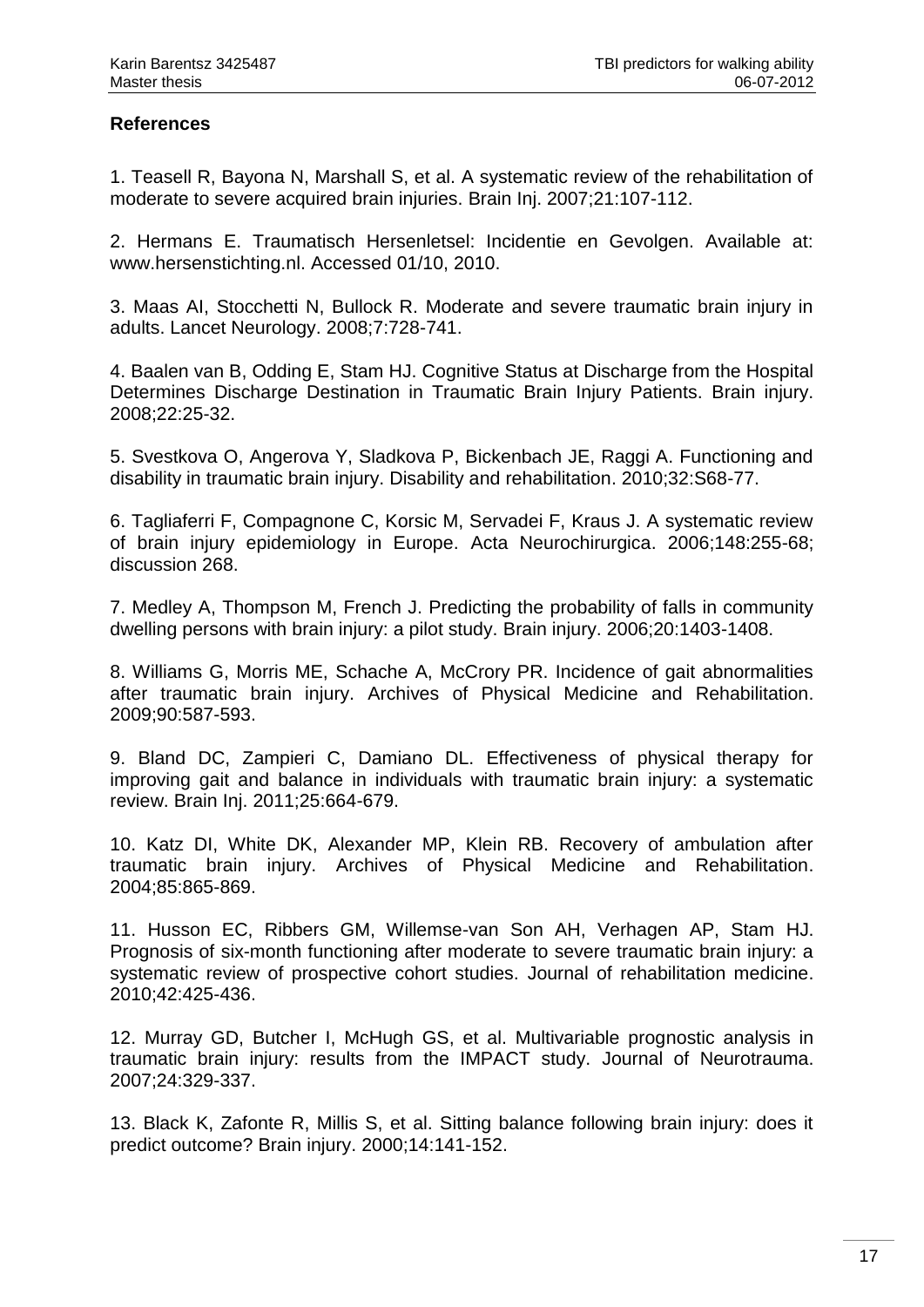**References**

1. Teasell R, Bayona N, Marshall S, et al. A systematic review of the rehabilitation of moderate to severe acquired brain injuries. Brain Inj. 2007;21:107-112.

2. Hermans E. Traumatisch Hersenletsel: Incidentie en Gevolgen. Available at: www.hersenstichting.nl. Accessed 01/10, 2010.

3. Maas AI, Stocchetti N, Bullock R. Moderate and severe traumatic brain injury in adults. Lancet Neurology. 2008;7:728-741.

4. Baalen van B, Odding E, Stam HJ. Cognitive Status at Discharge from the Hospital Determines Discharge Destination in Traumatic Brain Injury Patients. Brain injury. 2008;22:25-32.

5. Svestkova O, Angerova Y, Sladkova P, Bickenbach JE, Raggi A. Functioning and disability in traumatic brain injury. Disability and rehabilitation. 2010;32:S68-77.

6. Tagliaferri F, Compagnone C, Korsic M, Servadei F, Kraus J. A systematic review of brain injury epidemiology in Europe. Acta Neurochirurgica. 2006;148:255-68; discussion 268.

7. Medley A, Thompson M, French J. Predicting the probability of falls in community dwelling persons with brain injury: a pilot study. Brain injury. 2006;20:1403-1408.

8. Williams G, Morris ME, Schache A, McCrory PR. Incidence of gait abnormalities after traumatic brain injury. Archives of Physical Medicine and Rehabilitation. 2009;90:587-593.

9. Bland DC, Zampieri C, Damiano DL. Effectiveness of physical therapy for improving gait and balance in individuals with traumatic brain injury: a systematic review. Brain Inj. 2011;25:664-679.

10. Katz DI, White DK, Alexander MP, Klein RB. Recovery of ambulation after traumatic brain injury. Archives of Physical Medicine and Rehabilitation. 2004;85:865-869.

11. Husson EC, Ribbers GM, Willemse-van Son AH, Verhagen AP, Stam HJ. Prognosis of six-month functioning after moderate to severe traumatic brain injury: a systematic review of prospective cohort studies. Journal of rehabilitation medicine. 2010;42:425-436.

12. Murray GD, Butcher I, McHugh GS, et al. Multivariable prognostic analysis in traumatic brain injury: results from the IMPACT study. Journal of Neurotrauma. 2007;24:329-337.

13. Black K, Zafonte R, Millis S, et al. Sitting balance following brain injury: does it predict outcome? Brain injury. 2000;14:141-152.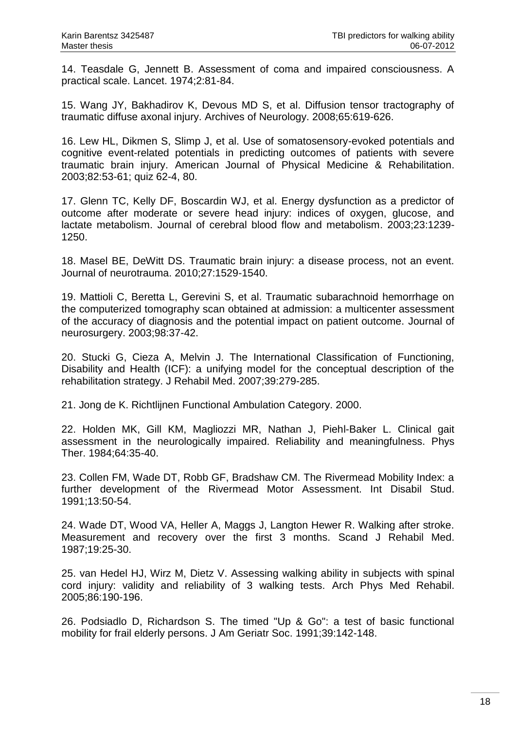14. Teasdale G, Jennett B. Assessment of coma and impaired consciousness. A practical scale. Lancet. 1974;2:81-84.

15. Wang JY, Bakhadirov K, Devous MD S, et al. Diffusion tensor tractography of traumatic diffuse axonal injury. Archives of Neurology. 2008;65:619-626.

16. Lew HL, Dikmen S, Slimp J, et al. Use of somatosensory-evoked potentials and cognitive event-related potentials in predicting outcomes of patients with severe traumatic brain injury. American Journal of Physical Medicine & Rehabilitation. 2003;82:53-61; quiz 62-4, 80.

17. Glenn TC, Kelly DF, Boscardin WJ, et al. Energy dysfunction as a predictor of outcome after moderate or severe head injury: indices of oxygen, glucose, and lactate metabolism. Journal of cerebral blood flow and metabolism. 2003;23:1239-1250.

18. Masel BE, DeWitt DS. Traumatic brain injury: a disease process, not an event. Journal of neurotrauma. 2010;27:1529-1540.

19. Mattioli C, Beretta L, Gerevini S, et al. Traumatic subarachnoid hemorrhage on the computerized tomography scan obtained at admission: a multicenter assessment of the accuracy of diagnosis and the potential impact on patient outcome. Journal of neurosurgery. 2003;98:37-42.

20. Stucki G, Cieza A, Melvin J. The International Classification of Functioning, Disability and Health (ICF): a unifying model for the conceptual description of the rehabilitation strategy. J Rehabil Med. 2007;39:279-285.

21. Jong de K. Richtlijnen Functional Ambulation Category. 2000.

22. Holden MK, Gill KM, Magliozzi MR, Nathan J, Piehl-Baker L. Clinical gait assessment in the neurologically impaired. Reliability and meaningfulness. Phys Ther. 1984;64:35-40.

23. Collen FM, Wade DT, Robb GF, Bradshaw CM. The Rivermead Mobility Index: a further development of the Rivermead Motor Assessment. Int Disabil Stud. 1991;13:50-54.

24. Wade DT, Wood VA, Heller A, Maggs J, Langton Hewer R. Walking after stroke. Measurement and recovery over the first 3 months. Scand J Rehabil Med. 1987;19:25-30.

25. van Hedel HJ, Wirz M, Dietz V. Assessing walking ability in subjects with spinal cord injury: validity and reliability of 3 walking tests. Arch Phys Med Rehabil. 2005;86:190-196.

26. Podsiadlo D, Richardson S. The timed "Up & Go": a test of basic functional mobility for frail elderly persons. J Am Geriatr Soc. 1991;39:142-148.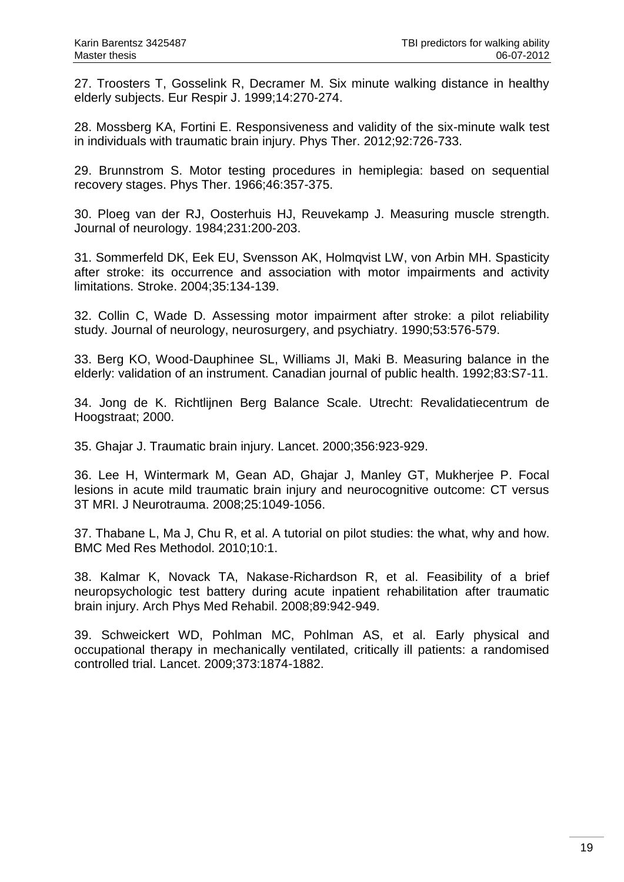27. Troosters T, Gosselink R, Decramer M. Six minute walking distance in healthy elderly subjects. Eur Respir J. 1999;14:270-274.

28. Mossberg KA, Fortini E. Responsiveness and validity of the six-minute walk test in individuals with traumatic brain injury. Phys Ther. 2012;92:726-733.

29. Brunnstrom S. Motor testing procedures in hemiplegia: based on sequential recovery stages. Phys Ther. 1966;46:357-375.

30. Ploeg van der RJ, Oosterhuis HJ, Reuvekamp J. Measuring muscle strength. Journal of neurology. 1984;231:200-203.

31. Sommerfeld DK, Eek EU, Svensson AK, Holmqvist LW, von Arbin MH. Spasticity after stroke: its occurrence and association with motor impairments and activity limitations. Stroke. 2004;35:134-139.

32. Collin C, Wade D. Assessing motor impairment after stroke: a pilot reliability study. Journal of neurology, neurosurgery, and psychiatry. 1990;53:576-579.

33. Berg KO, Wood-Dauphinee SL, Williams JI, Maki B. Measuring balance in the elderly: validation of an instrument. Canadian journal of public health. 1992;83:S7-11.

34. Jong de K. Richtlijnen Berg Balance Scale. Utrecht: Revalidatiecentrum de Hoogstraat; 2000.

35. Ghajar J. Traumatic brain injury. Lancet. 2000;356:923-929.

36. Lee H, Wintermark M, Gean AD, Ghajar J, Manley GT, Mukherjee P. Focal lesions in acute mild traumatic brain injury and neurocognitive outcome: CT versus 3T MRI. J Neurotrauma. 2008;25:1049-1056.

37. Thabane L, Ma J, Chu R, et al. A tutorial on pilot studies: the what, why and how. BMC Med Res Methodol. 2010;10:1.

38. Kalmar K, Novack TA, Nakase-Richardson R, et al. Feasibility of a brief neuropsychologic test battery during acute inpatient rehabilitation after traumatic brain injury. Arch Phys Med Rehabil. 2008;89:942-949.

39. Schweickert WD, Pohlman MC, Pohlman AS, et al. Early physical and occupational therapy in mechanically ventilated, critically ill patients: a randomised controlled trial. Lancet. 2009;373:1874-1882.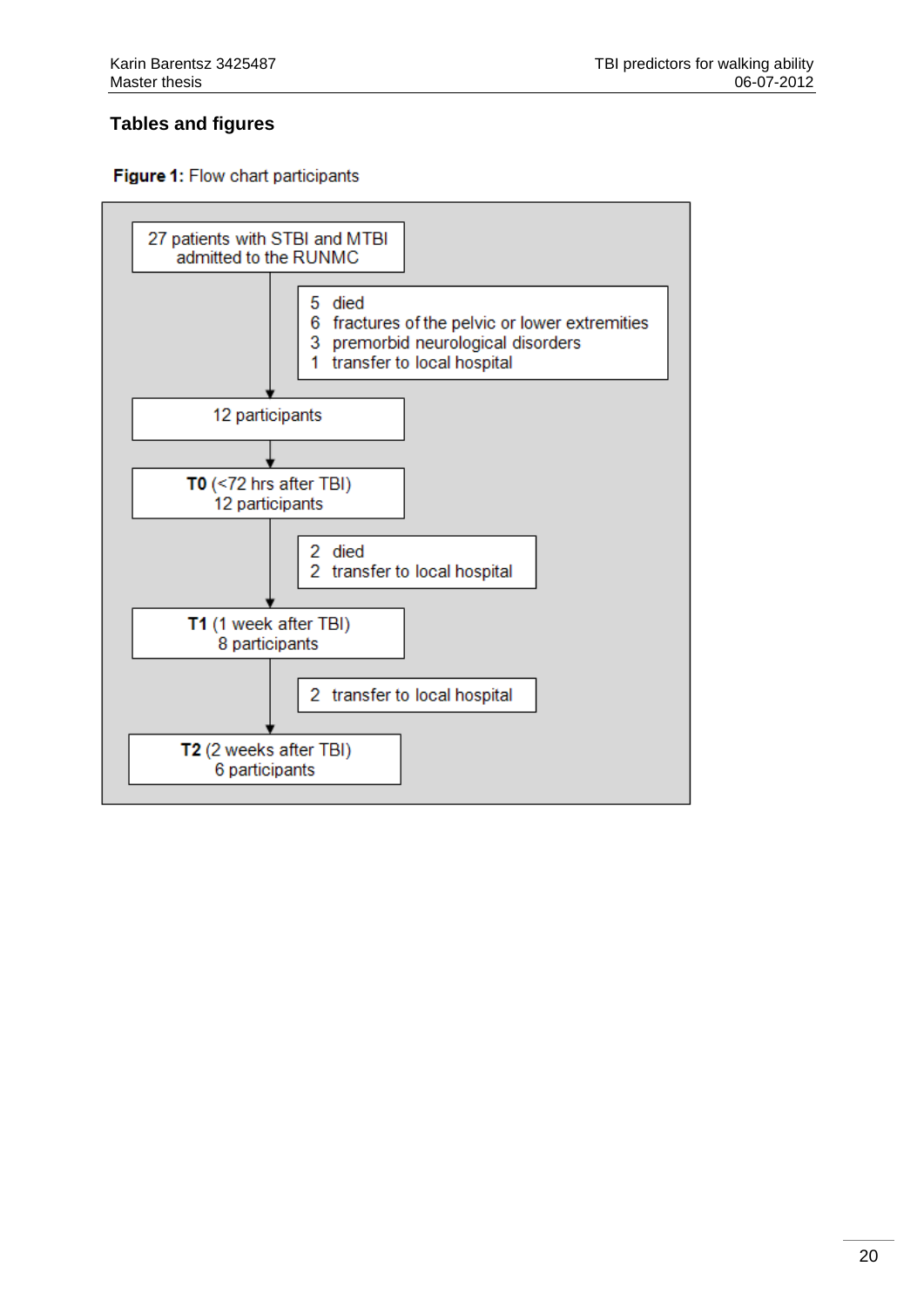## Tables and figures

**Figure 1:** Flow chart participants

27 patients with STBI and MTBI admitted to the RUNMC

- 5 died
- 6 fractures of the pelvic or lower extremities
- 3 premorbid neurological disorders
- 1 transfer to local hospital

12 participants

**T0** (<72 hrs after TBI)
12 participants

- 2 died
- 2 transfer to local hospital

**T1** (1 week after TBI)
8 participants

- 2 transfer to local hospital

**T2** (2 weeks after TBI)
6 participants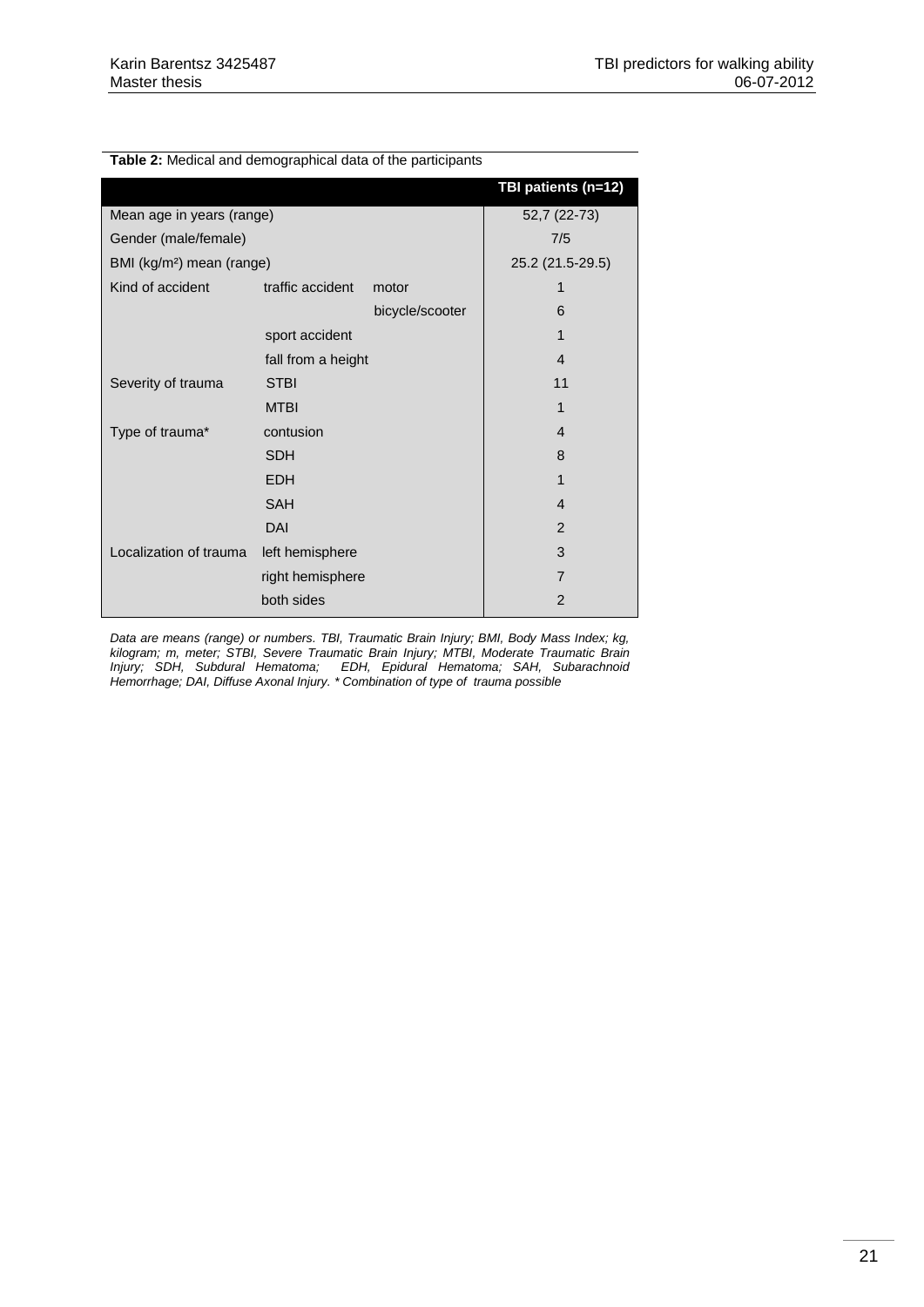**Table 2:** Medical and demographical data of the participants

| | | | TBI patients (n=12) |
|---|---|---|---|
| Mean age in years (range) | | | 52,7 (22-73) |
| Gender (male/female) | | | 7/5 |
| BMI (kg/m²) mean (range) | | | 25.2 (21.5-29.5) |
| Kind of accident | traffic accident | motor | 1 |
| | | bicycle/scooter | 6 |
| | sport accident | | 1 |
| | fall from a height | | 4 |
| Severity of trauma | STBI | | 11 |
| | MTBI | | 1 |
| Type of trauma* | contusion | | 4 |
| | SDH | | 8 |
| | EDH | | 1 |
| | SAH | | 4 |
| | DAI | | 2 |
| Localization of trauma | left hemisphere | | 3 |
| | right hemisphere | | 7 |
| | both sides | | 2 |

*Data are means (range) or numbers. TBI, Traumatic Brain Injury; BMI, Body Mass Index; kg, kilogram; m, meter; STBI, Severe Traumatic Brain Injury; MTBI, Moderate Traumatic Brain Injury; SDH, Subdural Hematoma; EDH, Epidural Hematoma; SAH, Subarachnoid Hemorrhage; DAI, Diffuse Axonal Injury. * Combination of type of trauma possible*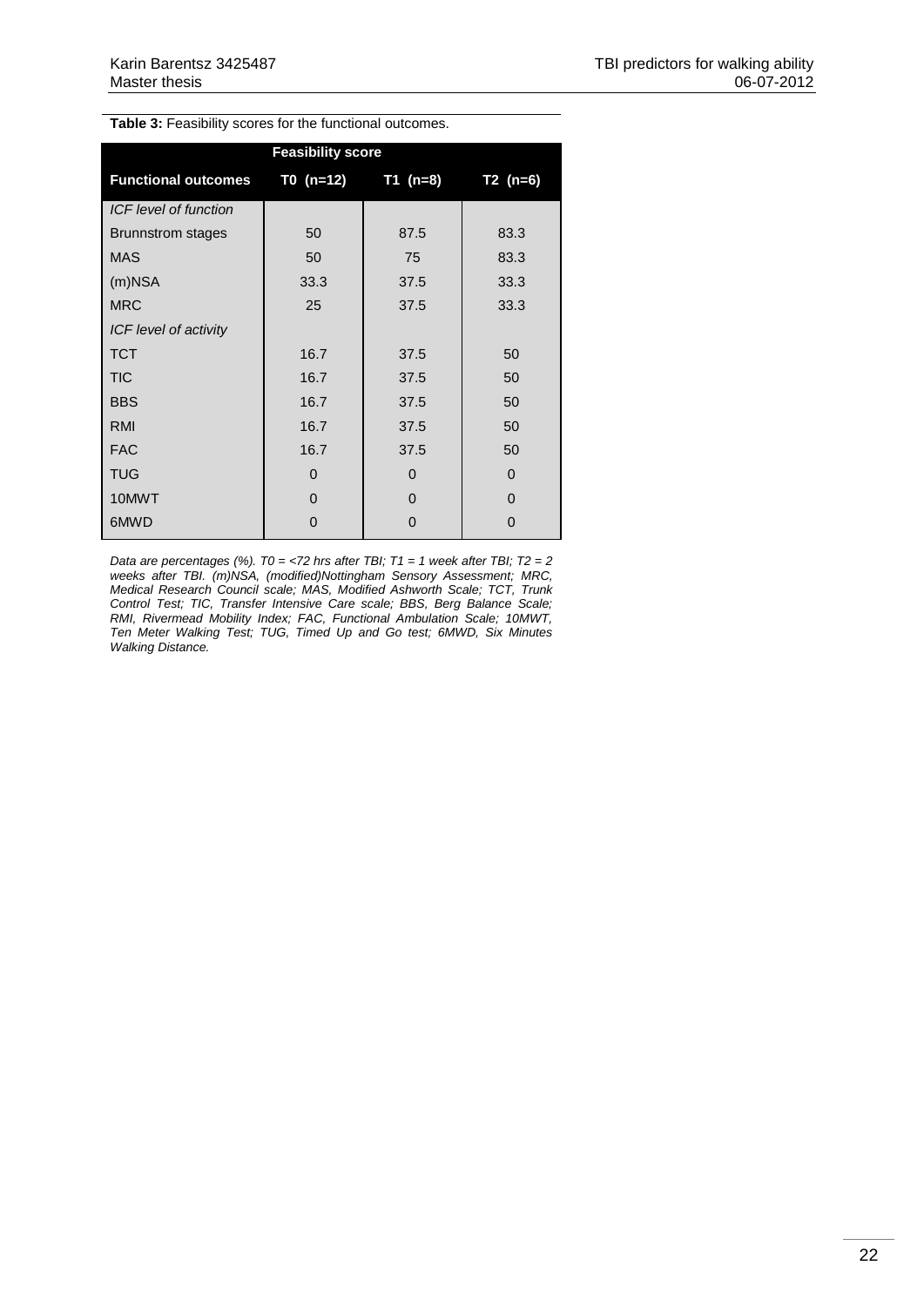**Table 3:** Feasibility scores for the functional outcomes.

| | Feasibility score | | |
|---|---|---|---|
| **Functional outcomes** | **T0 (n=12)** | **T1 (n=8)** | **T2 (n=6)** |
| *ICF level of function* | | | |
| Brunnstrom stages | 50 | 87.5 | 83.3 |
| MAS | 50 | 75 | 83.3 |
| (m)NSA | 33.3 | 37.5 | 33.3 |
| MRC | 25 | 37.5 | 33.3 |
| *ICF level of activity* | | | |
| TCT | 16.7 | 37.5 | 50 |
| TIC | 16.7 | 37.5 | 50 |
| BBS | 16.7 | 37.5 | 50 |
| RMI | 16.7 | 37.5 | 50 |
| FAC | 16.7 | 37.5 | 50 |
| TUG | 0 | 0 | 0 |
| 10MWT | 0 | 0 | 0 |
| 6MWD | 0 | 0 | 0 |

*Data are percentages (%). T0 = <72 hrs after TBI; T1 = 1 week after TBI; T2 = 2 weeks after TBI. (m)NSA, (modified)Nottingham Sensory Assessment; MRC, Medical Research Council scale; MAS, Modified Ashworth Scale; TCT, Trunk Control Test; TIC, Transfer Intensive Care scale; BBS, Berg Balance Scale; RMI, Rivermead Mobility Index; FAC, Functional Ambulation Scale; 10MWT, Ten Meter Walking Test; TUG, Timed Up and Go test; 6MWD, Six Minutes Walking Distance.*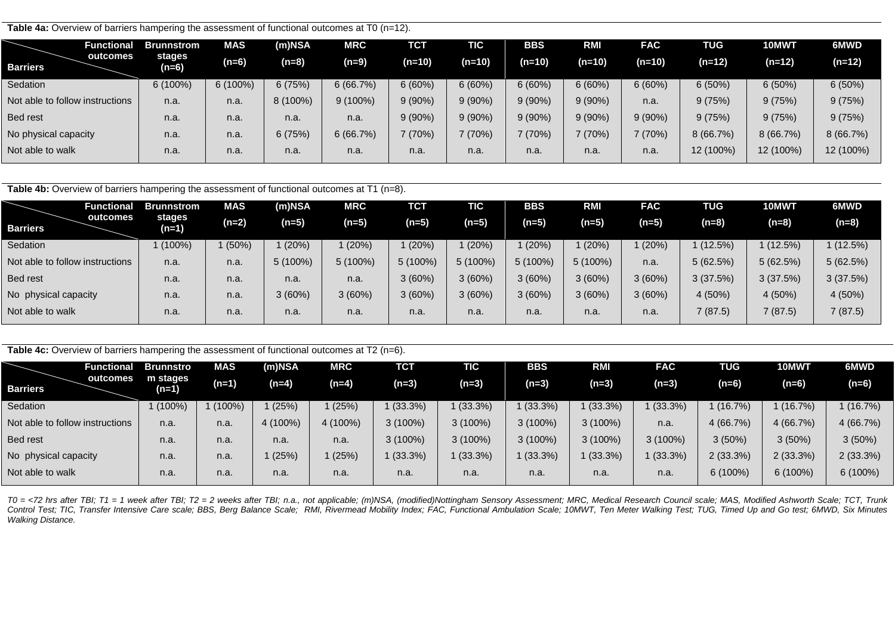**Table 4a:** Overview of barriers hampering the assessment of functional outcomes at T0 (n=12).

| Barriers \ Functional outcomes | Brunnstrom stages (n=6) | MAS (n=6) | (m)NSA (n=8) | MRC (n=9) | TCT (n=10) | TIC (n=10) | BBS (n=10) | RMI (n=10) | FAC (n=10) | TUG (n=12) | 10MWT (n=12) | 6MWD (n=12) |
|---|---|---|---|---|---|---|---|---|---|---|---|---|
| Sedation | 6 (100%) | 6 (100%) | 6 (75%) | 6 (66.7%) | 6 (60%) | 6 (60%) | 6 (60%) | 6 (60%) | 6 (60%) | 6 (50%) | 6 (50%) | 6 (50%) |
| Not able to follow instructions | n.a. | n.a. | 8 (100%) | 9 (100%) | 9 (90%) | 9 (90%) | 9 (90%) | 9 (90%) | n.a. | 9 (75%) | 9 (75%) | 9 (75%) |
| Bed rest | n.a. | n.a. | n.a. | n.a. | 9 (90%) | 9 (90%) | 9 (90%) | 9 (90%) | 9 (90%) | 9 (75%) | 9 (75%) | 9 (75%) |
| No physical capacity | n.a. | n.a. | 6 (75%) | 6 (66.7%) | 7 (70%) | 7 (70%) | 7 (70%) | 7 (70%) | 7 (70%) | 8 (66.7%) | 8 (66.7%) | 8 (66.7%) |
| Not able to walk | n.a. | n.a. | n.a. | n.a. | n.a. | n.a. | n.a. | n.a. | n.a. | 12 (100%) | 12 (100%) | 12 (100%) |

**Table 4b:** Overview of barriers hampering the assessment of functional outcomes at T1 (n=8).

| Barriers \ Functional outcomes | Brunnstrom stages (n=1) | MAS (n=2) | (m)NSA (n=5) | MRC (n=5) | TCT (n=5) | TIC (n=5) | BBS (n=5) | RMI (n=5) | FAC (n=5) | TUG (n=8) | 10MWT (n=8) | 6MWD (n=8) |
|---|---|---|---|---|---|---|---|---|---|---|---|---|
| Sedation | 1 (100%) | 1 (50%) | 1 (20%) | 1 (20%) | 1 (20%) | 1 (20%) | 1 (20%) | 1 (20%) | 1 (20%) | 1 (12.5%) | 1 (12.5%) | 1 (12.5%) |
| Not able to follow instructions | n.a. | n.a. | 5 (100%) | 5 (100%) | 5 (100%) | 5 (100%) | 5 (100%) | 5 (100%) | n.a. | 5 (62.5%) | 5 (62.5%) | 5 (62.5%) |
| Bed rest | n.a. | n.a. | n.a. | n.a. | 3 (60%) | 3 (60%) | 3 (60%) | 3 (60%) | 3 (60%) | 3 (37.5%) | 3 (37.5%) | 3 (37.5%) |
| No physical capacity | n.a. | n.a. | 3 (60%) | 3 (60%) | 3 (60%) | 3 (60%) | 3 (60%) | 3 (60%) | 3 (60%) | 4 (50%) | 4 (50%) | 4 (50%) |
| Not able to walk | n.a. | n.a. | n.a. | n.a. | n.a. | n.a. | n.a. | n.a. | n.a. | 7 (87.5) | 7 (87.5) | 7 (87.5) |

**Table 4c:** Overview of barriers hampering the assessment of functional outcomes at T2 (n=6).

| Barriers \ Functional outcomes | Brunnstrom stages (n=1) | MAS (n=1) | (m)NSA (n=4) | MRC (n=4) | TCT (n=3) | TIC (n=3) | BBS (n=3) | RMI (n=3) | FAC (n=3) | TUG (n=6) | 10MWT (n=6) | 6MWD (n=6) |
|---|---|---|---|---|---|---|---|---|---|---|---|---|
| Sedation | 1 (100%) | 1 (100%) | 1 (25%) | 1 (25%) | 1 (33.3%) | 1 (33.3%) | 1 (33.3%) | 1 (33.3%) | 1 (33.3%) | 1 (16.7%) | 1 (16.7%) | 1 (16.7%) |
| Not able to follow instructions | n.a. | n.a. | 4 (100%) | 4 (100%) | 3 (100%) | 3 (100%) | 3 (100%) | 3 (100%) | n.a. | 4 (66.7%) | 4 (66.7%) | 4 (66.7%) |
| Bed rest | n.a. | n.a. | n.a. | n.a. | 3 (100%) | 3 (100%) | 3 (100%) | 3 (100%) | 3 (100%) | 3 (50%) | 3 (50%) | 3 (50%) |
| No physical capacity | n.a. | n.a. | 1 (25%) | 1 (25%) | 1 (33.3%) | 1 (33.3%) | 1 (33.3%) | 1 (33.3%) | 1 (33.3%) | 2 (33.3%) | 2 (33.3%) | 2 (33.3%) |
| Not able to walk | n.a. | n.a. | n.a. | n.a. | n.a. | n.a. | n.a. | n.a. | n.a. | 6 (100%) | 6 (100%) | 6 (100%) |

*T0 = <72 hrs after TBI; T1 = 1 week after TBI; T2 = 2 weeks after TBI; n.a., not applicable; (m)NSA, (modified)Nottingham Sensory Assessment; MRC, Medical Research Council scale; MAS, Modified Ashworth Scale; TCT, Trunk Control Test; TIC, Transfer Intensive Care scale; BBS, Berg Balance Scale; RMI, Rivermead Mobility Index; FAC, Functional Ambulation Scale; 10MWT, Ten Meter Walking Test; TUG, Timed Up and Go test; 6MWD, Six Minutes Walking Distance.*